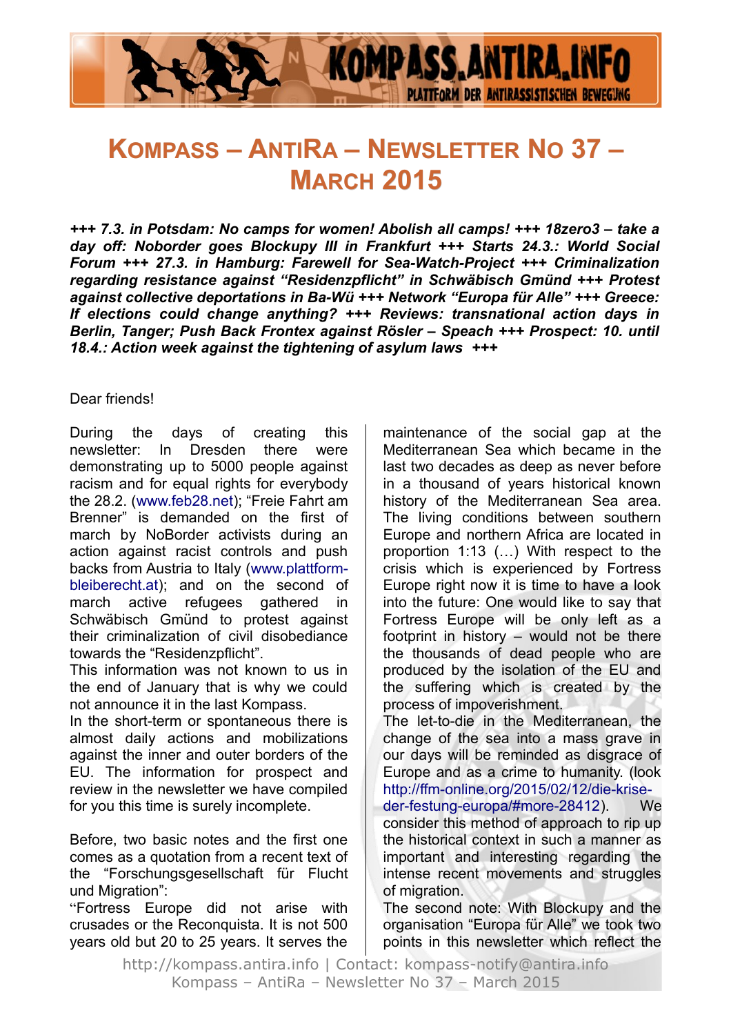# Kompass – AntiRa – Newsletter No 37 – March 2015

***+++ 7.3. in Potsdam: No camps for women! Abolish all camps! +++ 18zero3 – take a day off: Noborder goes Blockupy III in Frankfurt +++ Starts 24.3.: World Social Forum +++ 27.3. in Hamburg: Farewell for Sea-Watch-Project +++ Criminalization regarding resistance against "Residenzpflicht" in Schwäbisch Gmünd +++ Protest against collective deportations in Ba-Wü +++ Network "Europa für Alle" +++ Greece: If elections could change anything? +++ Reviews: transnational action days in Berlin, Tanger; Push Back Frontex against Rösler – Speach +++ Prospect: 10. until 18.4.: Action week against the tightening of asylum laws +++***

Dear friends!

During the days of creating this newsletter: In Dresden there were demonstrating up to 5000 people against racism and for equal rights for everybody the 28.2. (www.feb28.net); "Freie Fahrt am Brenner" is demanded on the first of march by NoBorder activists during an action against racist controls and push backs from Austria to Italy (www.plattform-bleiberecht.at); and on the second of march active refugees gathered in Schwäbisch Gmünd to protest against their criminalization of civil disobediance towards the "Residenzpflicht".
This information was not known to us in the end of January that is why we could not announce it in the last Kompass.
In the short-term or spontaneous there is almost daily actions and mobilizations against the inner and outer borders of the EU. The information for prospect and review in the newsletter we have compiled for you this time is surely incomplete.

Before, two basic notes and the first one comes as a quotation from a recent text of the "Forschungsgesellschaft für Flucht und Migration":
"Fortress Europe did not arise with crusades or the Reconquista. It is not 500 years old but 20 to 25 years. It serves the maintenance of the social gap at the Mediterranean Sea which became in the last two decades as deep as never before in a thousand of years historical known history of the Mediterranean Sea area. The living conditions between southern Europe and northern Africa are located in proportion 1:13 (…) With respect to the crisis which is experienced by Fortress Europe right now it is time to have a look into the future: One would like to say that Fortress Europe will be only left as a footprint in history – would not be there the thousands of dead people who are produced by the isolation of the EU and the suffering which is created by the process of impoverishment.
The let-to-die in the Mediterranean, the change of the sea into a mass grave in our days will be reminded as disgrace of Europe and as a crime to humanity. (look http://ffm-online.org/2015/02/12/die-krise-der-festung-europa/#more-28412). We consider this method of approach to rip up the historical context in such a manner as important and interesting regarding the intense recent movements and struggles of migration.
The second note: With Blockupy and the organisation "Europa für Alle" we took two points in this newsletter which reflect the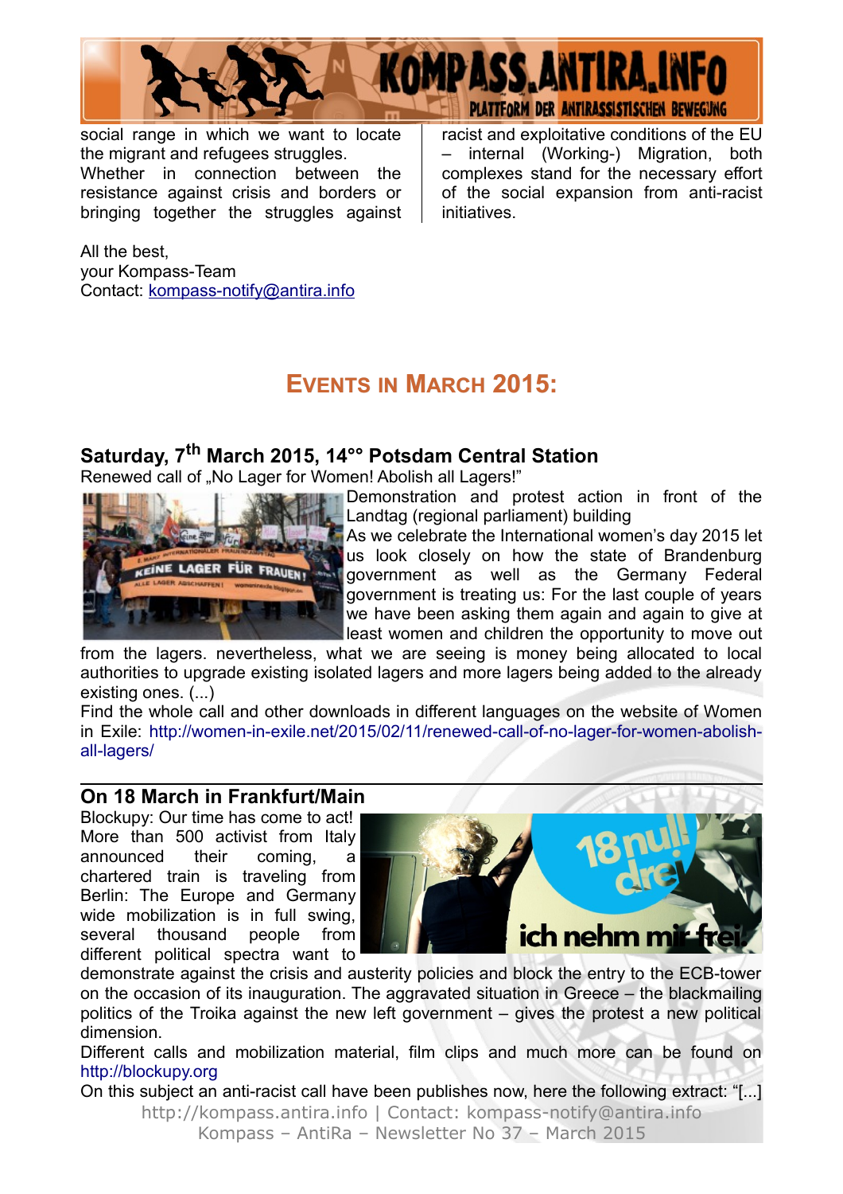social range in which we want to locate the migrant and refugees struggles. Whether in connection between the resistance against crisis and borders or bringing together the struggles against racist and exploitative conditions of the EU – internal (Working-) Migration, both complexes stand for the necessary effort of the social expansion from anti-racist initiatives.

All the best,
your Kompass-Team
Contact: kompass-notify@antira.info

## EVENTS IN MARCH 2015:

### Saturday, 7th March 2015, 14°° Potsdam Central Station

Renewed call of „No Lager for Women! Abolish all Lagers!"

Demonstration and protest action in front of the Landtag (regional parliament) building

As we celebrate the International women's day 2015 let us look closely on how the state of Brandenburg government as well as the Germany Federal government is treating us: For the last couple of years we have been asking them again and again to give at least women and children the opportunity to move out from the lagers. nevertheless, what we are seeing is money being allocated to local authorities to upgrade existing isolated lagers and more lagers being added to the already existing ones. (...)

Find the whole call and other downloads in different languages on the website of Women in Exile: http://women-in-exile.net/2015/02/11/renewed-call-of-no-lager-for-women-abolish-all-lagers/

### On 18 March in Frankfurt/Main

Blockupy: Our time has come to act! More than 500 activist from Italy announced their coming, a chartered train is traveling from Berlin: The Europe and Germany wide mobilization is in full swing, several thousand people from different political spectra want to demonstrate against the crisis and austerity policies and block the entry to the ECB-tower on the occasion of its inauguration. The aggravated situation in Greece – the blackmailing politics of the Troika against the new left government – gives the protest a new political dimension.

Different calls and mobilization material, film clips and much more can be found on http://blockupy.org

On this subject an anti-racist call have been publishes now, here the following extract: "[...]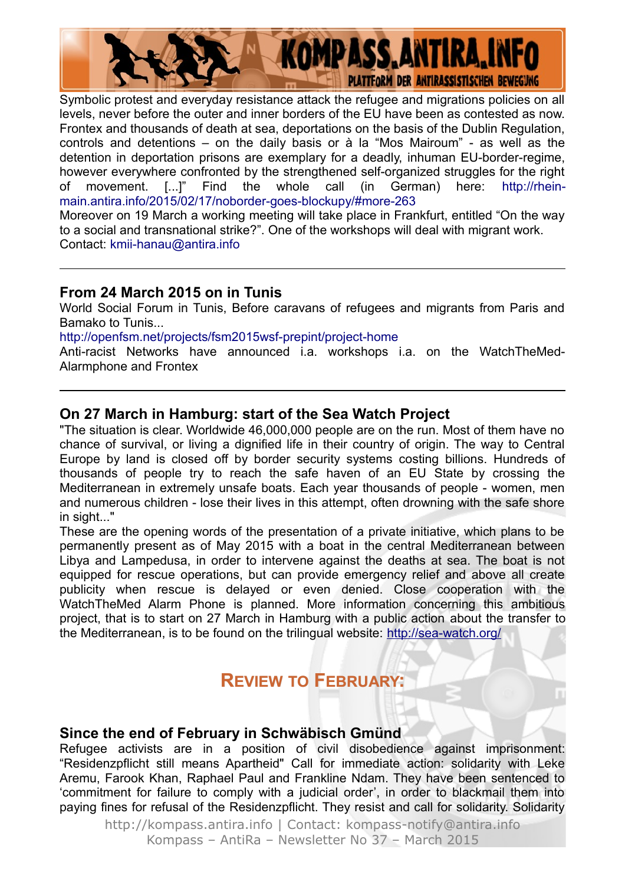Symbolic protest and everyday resistance attack the refugee and migrations policies on all levels, never before the outer and inner borders of the EU have been as contested as now. Frontex and thousands of death at sea, deportations on the basis of the Dublin Regulation, controls and detentions – on the daily basis or à la “Mos Mairoum” - as well as the detention in deportation prisons are exemplary for a deadly, inhuman EU-border-regime, however everywhere confronted by the strengthened self-organized struggles for the right of movement. [...]” Find the whole call (in German) here: http://rhein-main.antira.info/2015/02/17/noborder-goes-blockupy/#more-263

Moreover on 19 March a working meeting will take place in Frankfurt, entitled “On the way to a social and transnational strike?”. One of the workshops will deal with migrant work.
Contact: kmii-hanau@antira.info

---

### From 24 March 2015 on in Tunis

World Social Forum in Tunis, Before caravans of refugees and migrants from Paris and Bamako to Tunis...

http://openfsm.net/projects/fsm2015wsf-prepint/project-home

Anti-racist Networks have announced i.a. workshops i.a. on the WatchTheMed-Alarmphone and Frontex

---

### On 27 March in Hamburg: start of the Sea Watch Project

"The situation is clear. Worldwide 46,000,000 people are on the run. Most of them have no chance of survival, or living a dignified life in their country of origin. The way to Central Europe by land is closed off by border security systems costing billions. Hundreds of thousands of people try to reach the safe haven of an EU State by crossing the Mediterranean in extremely unsafe boats. Each year thousands of people - women, men and numerous children - lose their lives in this attempt, often drowning with the safe shore in sight..."

These are the opening words of the presentation of a private initiative, which plans to be permanently present as of May 2015 with a boat in the central Mediterranean between Libya and Lampedusa, in order to intervene against the deaths at sea. The boat is not equipped for rescue operations, but can provide emergency relief and above all create publicity when rescue is delayed or even denied. Close cooperation with the WatchTheMed Alarm Phone is planned. More information concerning this ambitious project, that is to start on 27 March in Hamburg with a public action about the transfer to the Mediterranean, is to be found on the trilingual website: http://sea-watch.org/

## Review to February:

### Since the end of February in Schwäbisch Gmünd

Refugee activists are in a position of civil disobedience against imprisonment: “Residenzpflicht still means Apartheid" Call for immediate action: solidarity with Leke Aremu, Farook Khan, Raphael Paul and Frankline Ndam. They have been sentenced to ‘commitment for failure to comply with a judicial order’, in order to blackmail them into paying fines for refusal of the Residenzpflicht. They resist and call for solidarity. Solidarity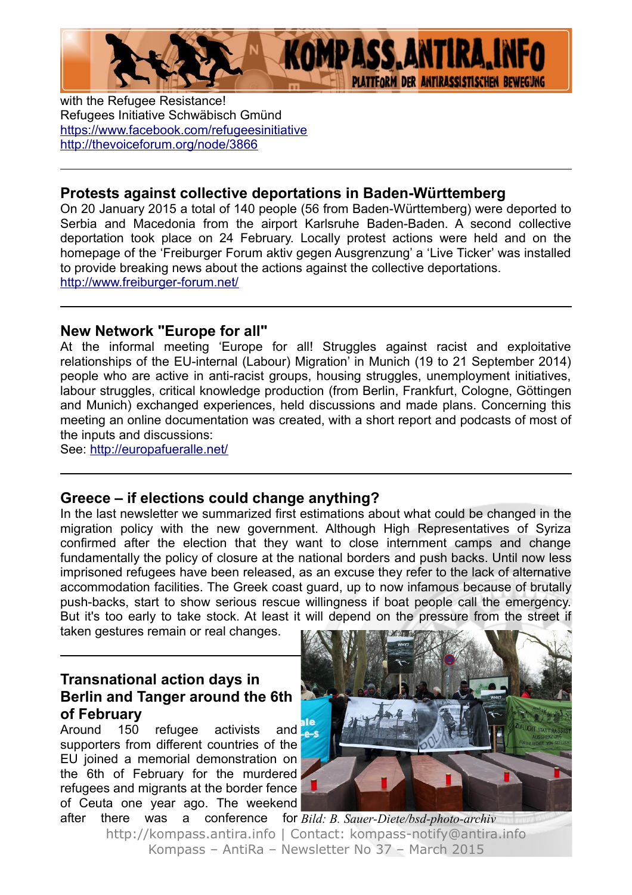with the Refugee Resistance!
Refugees Initiative Schwäbisch Gmünd
https://www.facebook.com/refugeesinitiative
http://thevoiceforum.org/node/3866

---

## Protests against collective deportations in Baden-Württemberg

On 20 January 2015 a total of 140 people (56 from Baden-Württemberg) were deported to Serbia and Macedonia from the airport Karlsruhe Baden-Baden. A second collective deportation took place on 24 February. Locally protest actions were held and on the homepage of the 'Freiburger Forum aktiv gegen Ausgrenzung' a 'Live Ticker' was installed to provide breaking news about the actions against the collective deportations.
http://www.freiburger-forum.net/

---

## New Network "Europe for all"

At the informal meeting 'Europe for all! Struggles against racist and exploitative relationships of the EU-internal (Labour) Migration' in Munich (19 to 21 September 2014) people who are active in anti-racist groups, housing struggles, unemployment initiatives, labour struggles, critical knowledge production (from Berlin, Frankfurt, Cologne, Göttingen and Munich) exchanged experiences, held discussions and made plans. Concerning this meeting an online documentation was created, with a short report and podcasts of most of the inputs and discussions:
See: http://europafueralle.net/

---

## Greece – if elections could change anything?

In the last newsletter we summarized first estimations about what could be changed in the migration policy with the new government. Although High Representatives of Syriza confirmed after the election that they want to close internment camps and change fundamentally the policy of closure at the national borders and push backs. Until now less imprisoned refugees have been released, as an excuse they refer to the lack of alternative accommodation facilities. The Greek coast guard, up to now infamous because of brutally push-backs, start to show serious rescue willingness if boat people call the emergency. But it's too early to take stock. At least it will depend on the pressure from the street if taken gestures remain or real changes.

---

## Transnational action days in Berlin and Tanger around the 6th of February

Around 150 refugee activists and supporters from different countries of the EU joined a memorial demonstration on the 6th of February for the murdered refugees and migrants at the border fence of Ceuta one year ago. The weekend after there was a conference for

*Bild: B. Sauer-Diete/bsd-photo-archiv*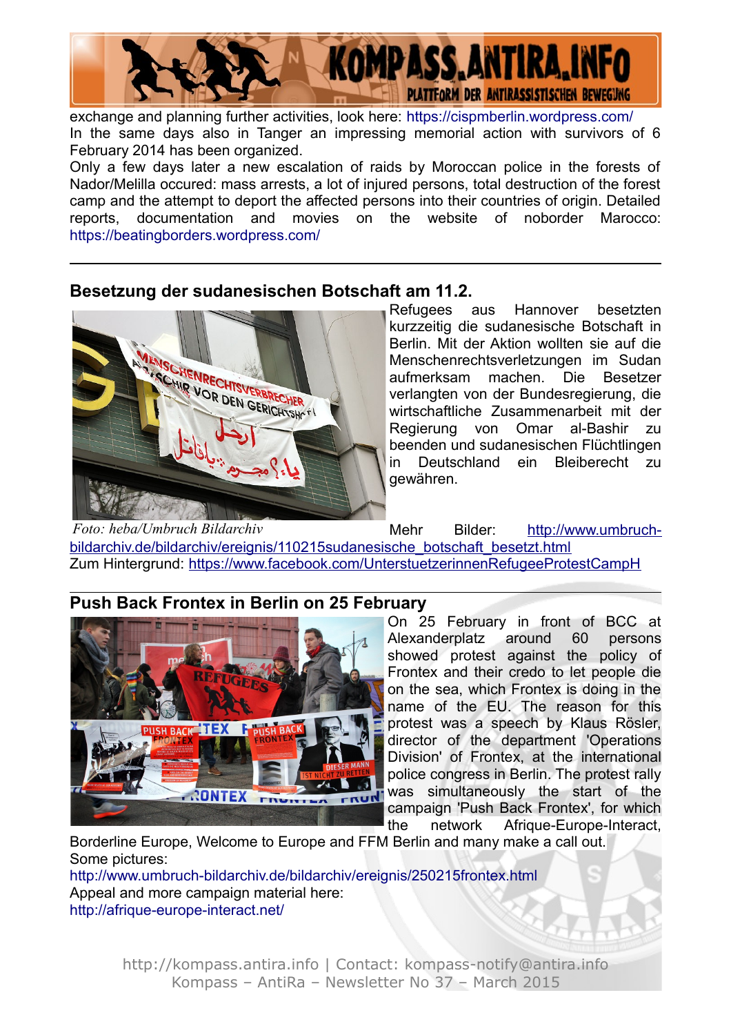exchange and planning further activities, look here: https://cispmberlin.wordpress.com/

In the same days also in Tanger an impressing memorial action with survivors of 6 February 2014 has been organized.

Only a few days later a new escalation of raids by Moroccan police in the forests of Nador/Melilla occured: mass arrests, a lot of injured persons, total destruction of the forest camp and the attempt to deport the affected persons into their countries of origin. Detailed reports, documentation and movies on the website of noborder Marocco: https://beatingborders.wordpress.com/

---

## Besetzung der sudanesischen Botschaft am 11.2.

Refugees aus Hannover besetzten kurzzeitig die sudanesische Botschaft in Berlin. Mit der Aktion wollten sie auf die Menschenrechtsverletzungen im Sudan aufmerksam machen. Die Besetzer verlangten von der Bundesregierung, die wirtschaftliche Zusammenarbeit mit der Regierung von Omar al-Bashir zu beenden und sudanesischen Flüchtlingen in Deutschland ein Bleiberecht zu gewähren.

*Foto: heba/Umbruch Bildarchiv*

Mehr Bilder: http://www.umbruch-bildarchiv.de/bildarchiv/ereignis/110215sudanesische_botschaft_besetzt.html

Zum Hintergrund: https://www.facebook.com/UnterstuetzerinnenRefugeeProtestCampH

---

## Push Back Frontex in Berlin on 25 February

On 25 February in front of BCC at Alexanderplatz around 60 persons showed protest against the policy of Frontex and their credo to let people die on the sea, which Frontex is doing in the name of the EU. The reason for this protest was a speech by Klaus Rösler, director of the department 'Operations Division' of Frontex, at the international police congress in Berlin. The protest rally was simultaneously the start of the campaign 'Push Back Frontex', for which the network Afrique-Europe-Interact, Borderline Europe, Welcome to Europe and FFM Berlin and many make a call out.

Some pictures:
http://www.umbruch-bildarchiv.de/bildarchiv/ereignis/250215frontex.html

Appeal and more campaign material here:
http://afrique-europe-interact.net/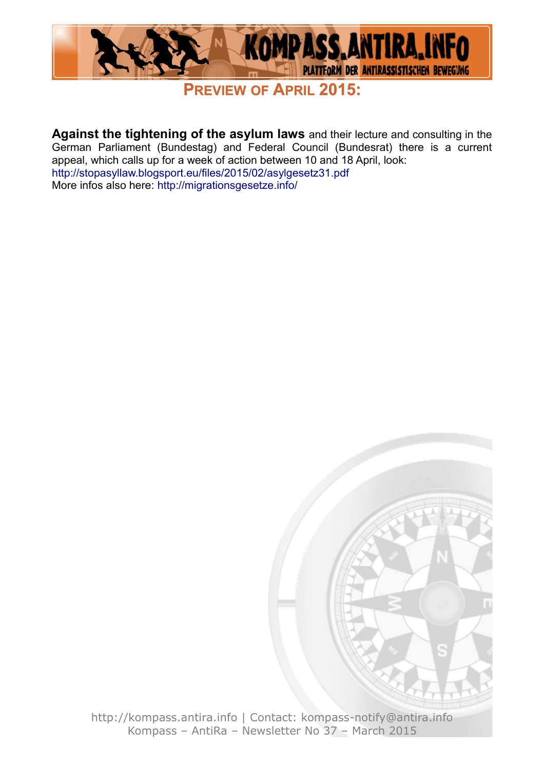## Preview of April 2015:

**Against the tightening of the asylum laws** and their lecture and consulting in the German Parliament (Bundestag) and Federal Council (Bundesrat) there is a current appeal, which calls up for a week of action between 10 and 18 April, look: http://stopasyllaw.blogsport.eu/files/2015/02/asylgesetz31.pdf
More infos also here: http://migrationsgesetze.info/